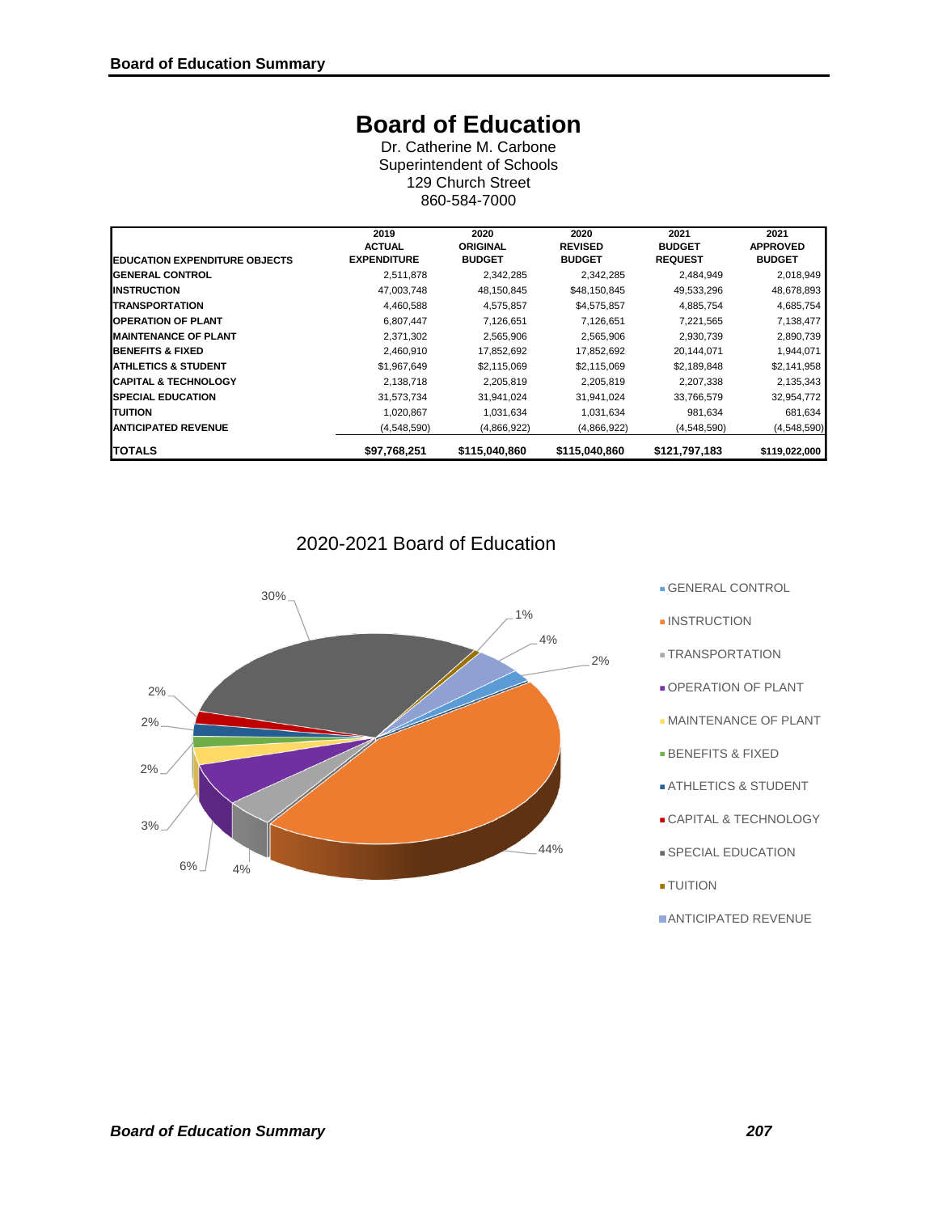# Board of Education

Dr. Catherine M. Carbone
Superintendent of Schools
129 Church Street
860-584-7000

| EDUCATION EXPENDITURE OBJECTS | 2019 ACTUAL EXPENDITURE | 2020 ORIGINAL BUDGET | 2020 REVISED BUDGET | 2021 BUDGET REQUEST | 2021 APPROVED BUDGET |
|---|---|---|---|---|---|
| GENERAL CONTROL | 2,511,878 | 2,342,285 | 2,342,285 | 2,484,949 | 2,018,949 |
| INSTRUCTION | 47,003,748 | 48,150,845 | $48,150,845 | 49,533,296 | 48,678,893 |
| TRANSPORTATION | 4,460,588 | 4,575,857 | $4,575,857 | 4,885,754 | 4,685,754 |
| OPERATION OF PLANT | 6,807,447 | 7,126,651 | 7,126,651 | 7,221,565 | 7,138,477 |
| MAINTENANCE OF PLANT | 2,371,302 | 2,565,906 | 2,565,906 | 2,930,739 | 2,890,739 |
| BENEFITS & FIXED | 2,460,910 | 17,852,692 | 17,852,692 | 20,144,071 | 1,944,071 |
| ATHLETICS & STUDENT | $1,967,649 | $2,115,069 | $2,115,069 | $2,189,848 | $2,141,958 |
| CAPITAL & TECHNOLOGY | 2,138,718 | 2,205,819 | 2,205,819 | 2,207,338 | 2,135,343 |
| SPECIAL EDUCATION | 31,573,734 | 31,941,024 | 31,941,024 | 33,766,579 | 32,954,772 |
| TUITION | 1,020,867 | 1,031,634 | 1,031,634 | 981,634 | 681,634 |
| ANTICIPATED REVENUE | (4,548,590) | (4,866,922) | (4,866,922) | (4,548,590) | (4,548,590) |
| **TOTALS** | **$97,768,251** | **$115,040,860** | **$115,040,860** | **$121,797,183** | **$119,022,000** |

## 2020-2021 Board of Education

- GENERAL CONTROL
- INSTRUCTION
- TRANSPORTATION
- OPERATION OF PLANT
- MAINTENANCE OF PLANT
- BENEFITS & FIXED
- ATHLETICS & STUDENT
- CAPITAL & TECHNOLOGY
- SPECIAL EDUCATION
- TUITION
- ANTICIPATED REVENUE

30% 1% 4% 2% 2% 2% 2% 3% 6% 4% 44%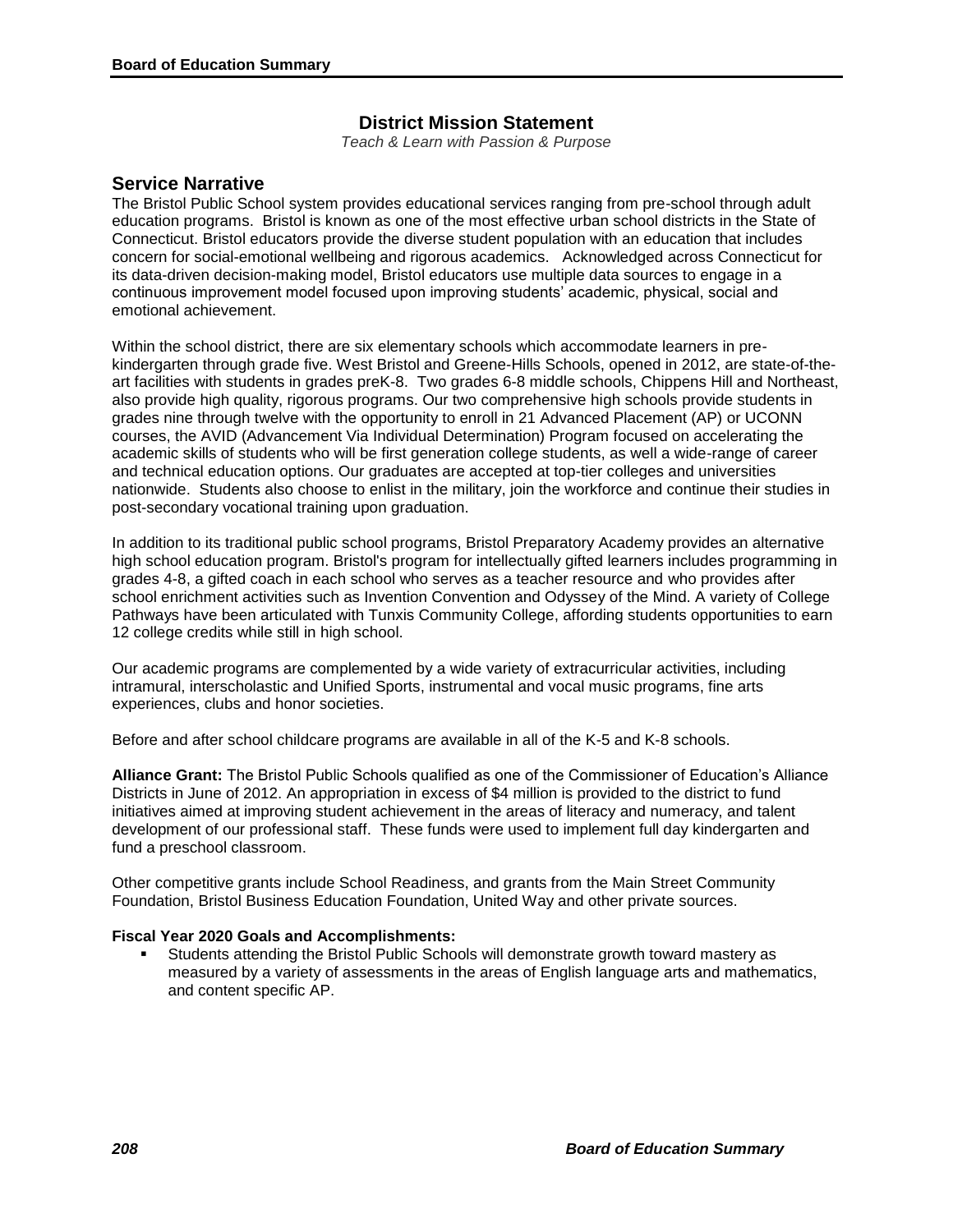## District Mission Statement

*Teach & Learn with Passion & Purpose*

## Service Narrative

The Bristol Public School system provides educational services ranging from pre-school through adult education programs. Bristol is known as one of the most effective urban school districts in the State of Connecticut. Bristol educators provide the diverse student population with an education that includes concern for social-emotional wellbeing and rigorous academics. Acknowledged across Connecticut for its data-driven decision-making model, Bristol educators use multiple data sources to engage in a continuous improvement model focused upon improving students' academic, physical, social and emotional achievement.

Within the school district, there are six elementary schools which accommodate learners in pre-kindergarten through grade five. West Bristol and Greene-Hills Schools, opened in 2012, are state-of-the-art facilities with students in grades preK-8. Two grades 6-8 middle schools, Chippens Hill and Northeast, also provide high quality, rigorous programs. Our two comprehensive high schools provide students in grades nine through twelve with the opportunity to enroll in 21 Advanced Placement (AP) or UCONN courses, the AVID (Advancement Via Individual Determination) Program focused on accelerating the academic skills of students who will be first generation college students, as well a wide-range of career and technical education options. Our graduates are accepted at top-tier colleges and universities nationwide. Students also choose to enlist in the military, join the workforce and continue their studies in post-secondary vocational training upon graduation.

In addition to its traditional public school programs, Bristol Preparatory Academy provides an alternative high school education program. Bristol's program for intellectually gifted learners includes programming in grades 4-8, a gifted coach in each school who serves as a teacher resource and who provides after school enrichment activities such as Invention Convention and Odyssey of the Mind. A variety of College Pathways have been articulated with Tunxis Community College, affording students opportunities to earn 12 college credits while still in high school.

Our academic programs are complemented by a wide variety of extracurricular activities, including intramural, interscholastic and Unified Sports, instrumental and vocal music programs, fine arts experiences, clubs and honor societies.

Before and after school childcare programs are available in all of the K-5 and K-8 schools.

**Alliance Grant:** The Bristol Public Schools qualified as one of the Commissioner of Education's Alliance Districts in June of 2012. An appropriation in excess of $4 million is provided to the district to fund initiatives aimed at improving student achievement in the areas of literacy and numeracy, and talent development of our professional staff. These funds were used to implement full day kindergarten and fund a preschool classroom.

Other competitive grants include School Readiness, and grants from the Main Street Community Foundation, Bristol Business Education Foundation, United Way and other private sources.

**Fiscal Year 2020 Goals and Accomplishments:**

- Students attending the Bristol Public Schools will demonstrate growth toward mastery as measured by a variety of assessments in the areas of English language arts and mathematics, and content specific AP.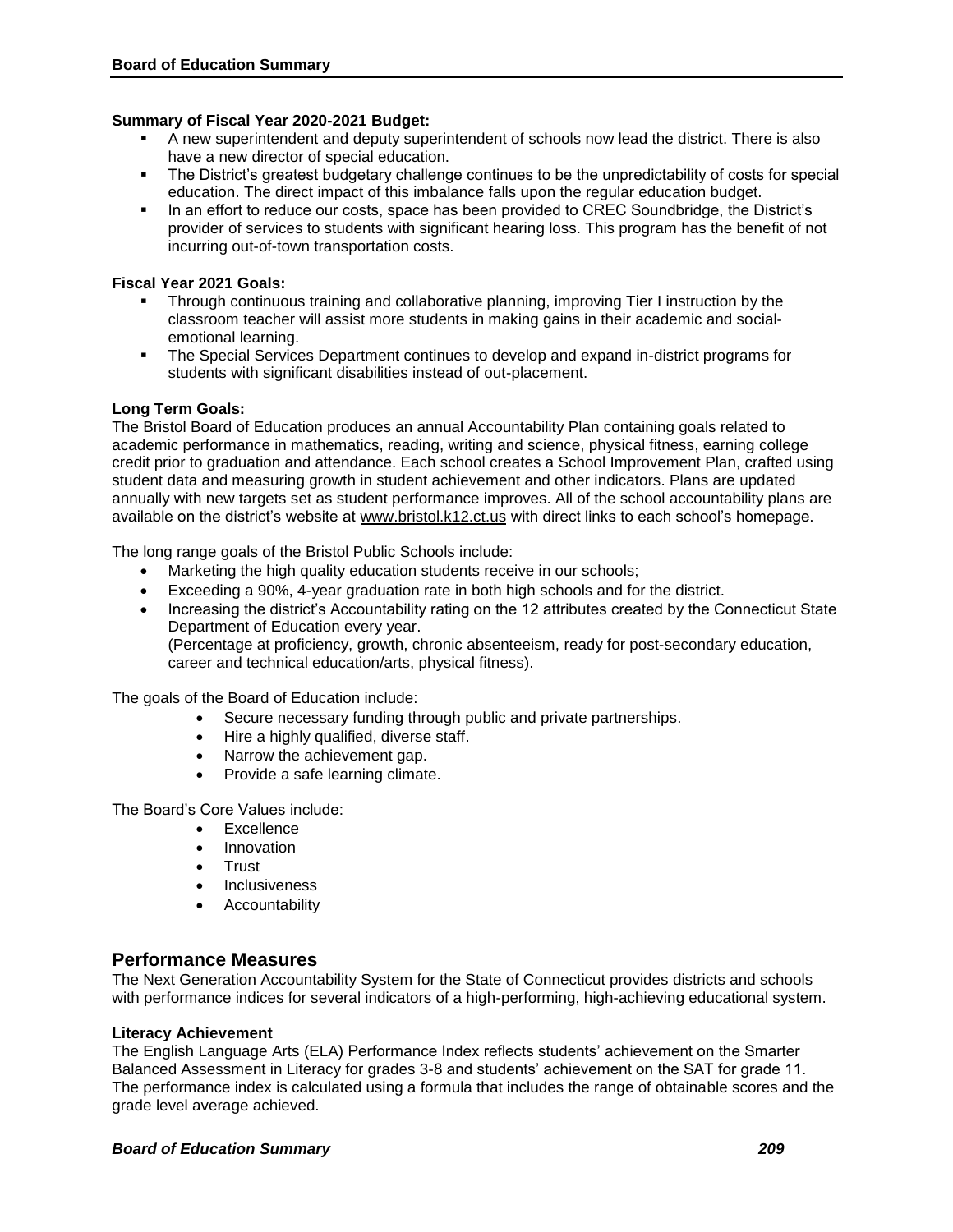**Summary of Fiscal Year 2020-2021 Budget:**

- A new superintendent and deputy superintendent of schools now lead the district. There is also have a new director of special education.
- The District's greatest budgetary challenge continues to be the unpredictability of costs for special education. The direct impact of this imbalance falls upon the regular education budget.
- In an effort to reduce our costs, space has been provided to CREC Soundbridge, the District's provider of services to students with significant hearing loss. This program has the benefit of not incurring out-of-town transportation costs.

**Fiscal Year 2021 Goals:**

- Through continuous training and collaborative planning, improving Tier I instruction by the classroom teacher will assist more students in making gains in their academic and social-emotional learning.
- The Special Services Department continues to develop and expand in-district programs for students with significant disabilities instead of out-placement.

**Long Term Goals:**

The Bristol Board of Education produces an annual Accountability Plan containing goals related to academic performance in mathematics, reading, writing and science, physical fitness, earning college credit prior to graduation and attendance. Each school creates a School Improvement Plan, crafted using student data and measuring growth in student achievement and other indicators. Plans are updated annually with new targets set as student performance improves. All of the school accountability plans are available on the district's website at www.bristol.k12.ct.us with direct links to each school's homepage.

The long range goals of the Bristol Public Schools include:

- Marketing the high quality education students receive in our schools;
- Exceeding a 90%, 4-year graduation rate in both high schools and for the district.
- Increasing the district's Accountability rating on the 12 attributes created by the Connecticut State Department of Education every year.
  (Percentage at proficiency, growth, chronic absenteeism, ready for post-secondary education, career and technical education/arts, physical fitness).

The goals of the Board of Education include:

- Secure necessary funding through public and private partnerships.
- Hire a highly qualified, diverse staff.
- Narrow the achievement gap.
- Provide a safe learning climate.

The Board's Core Values include:

- Excellence
- Innovation
- Trust
- Inclusiveness
- Accountability

## Performance Measures

The Next Generation Accountability System for the State of Connecticut provides districts and schools with performance indices for several indicators of a high-performing, high-achieving educational system.

**Literacy Achievement**

The English Language Arts (ELA) Performance Index reflects students' achievement on the Smarter Balanced Assessment in Literacy for grades 3-8 and students' achievement on the SAT for grade 11. The performance index is calculated using a formula that includes the range of obtainable scores and the grade level average achieved.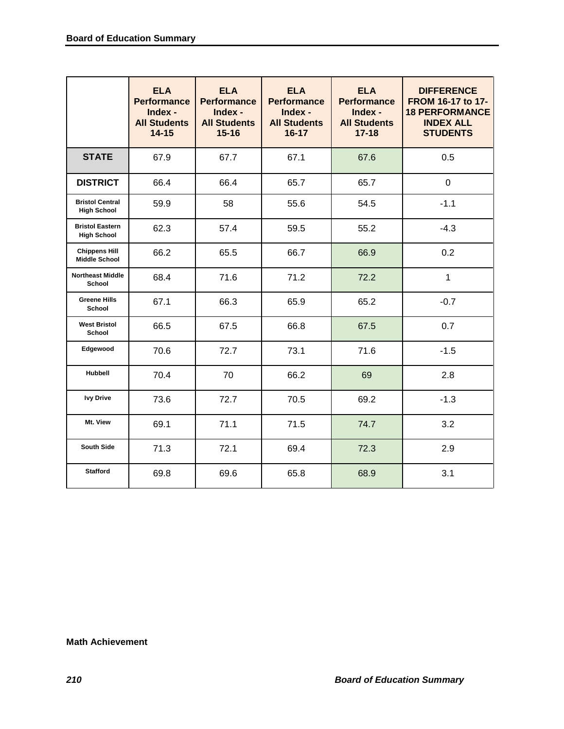| | ELA Performance Index - All Students 14-15 | ELA Performance Index - All Students 15-16 | ELA Performance Index - All Students 16-17 | ELA Performance Index - All Students 17-18 | DIFFERENCE FROM 16-17 to 17-18 PERFORMANCE INDEX ALL STUDENTS |
|---|---|---|---|---|---|
| **STATE** | 67.9 | 67.7 | 67.1 | 67.6 | 0.5 |
| **DISTRICT** | 66.4 | 66.4 | 65.7 | 65.7 | 0 |
| **Bristol Central High School** | 59.9 | 58 | 55.6 | 54.5 | -1.1 |
| **Bristol Eastern High School** | 62.3 | 57.4 | 59.5 | 55.2 | -4.3 |
| **Chippens Hill Middle School** | 66.2 | 65.5 | 66.7 | 66.9 | 0.2 |
| **Northeast Middle School** | 68.4 | 71.6 | 71.2 | 72.2 | 1 |
| **Greene Hills School** | 67.1 | 66.3 | 65.9 | 65.2 | -0.7 |
| **West Bristol School** | 66.5 | 67.5 | 66.8 | 67.5 | 0.7 |
| **Edgewood** | 70.6 | 72.7 | 73.1 | 71.6 | -1.5 |
| **Hubbell** | 70.4 | 70 | 66.2 | 69 | 2.8 |
| **Ivy Drive** | 73.6 | 72.7 | 70.5 | 69.2 | -1.3 |
| **Mt. View** | 69.1 | 71.1 | 71.5 | 74.7 | 3.2 |
| **South Side** | 71.3 | 72.1 | 69.4 | 72.3 | 2.9 |
| **Stafford** | 69.8 | 69.6 | 65.8 | 68.9 | 3.1 |

**Math Achievement**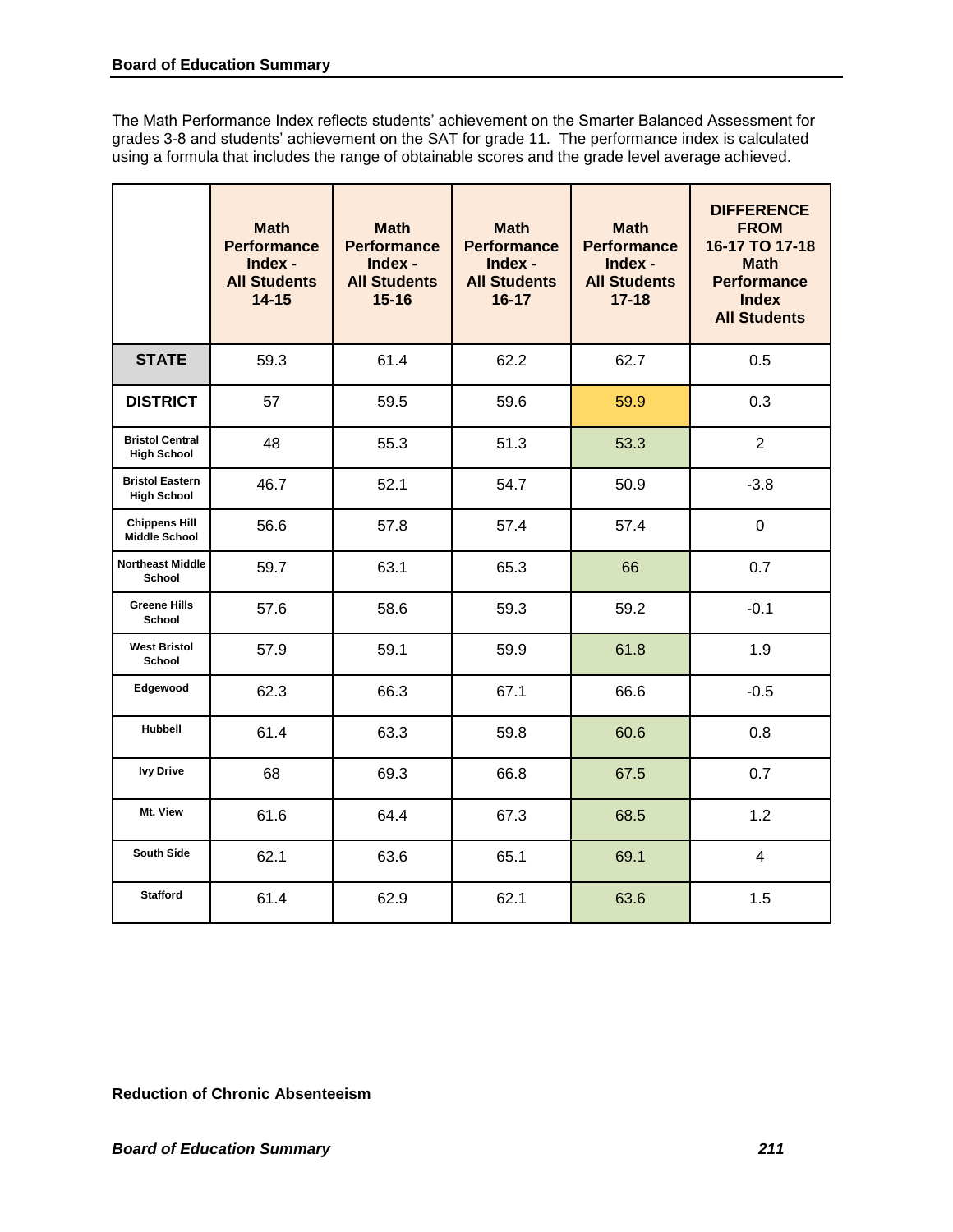The Math Performance Index reflects students' achievement on the Smarter Balanced Assessment for grades 3-8 and students' achievement on the SAT for grade 11. The performance index is calculated using a formula that includes the range of obtainable scores and the grade level average achieved.

| | Math Performance Index - All Students 14-15 | Math Performance Index - All Students 15-16 | Math Performance Index - All Students 16-17 | Math Performance Index - All Students 17-18 | DIFFERENCE FROM 16-17 TO 17-18 Math Performance Index All Students |
|---|---|---|---|---|---|
| **STATE** | 59.3 | 61.4 | 62.2 | 62.7 | 0.5 |
| **DISTRICT** | 57 | 59.5 | 59.6 | 59.9 | 0.3 |
| **Bristol Central High School** | 48 | 55.3 | 51.3 | 53.3 | 2 |
| **Bristol Eastern High School** | 46.7 | 52.1 | 54.7 | 50.9 | -3.8 |
| **Chippens Hill Middle School** | 56.6 | 57.8 | 57.4 | 57.4 | 0 |
| **Northeast Middle School** | 59.7 | 63.1 | 65.3 | 66 | 0.7 |
| **Greene Hills School** | 57.6 | 58.6 | 59.3 | 59.2 | -0.1 |
| **West Bristol School** | 57.9 | 59.1 | 59.9 | 61.8 | 1.9 |
| **Edgewood** | 62.3 | 66.3 | 67.1 | 66.6 | -0.5 |
| **Hubbell** | 61.4 | 63.3 | 59.8 | 60.6 | 0.8 |
| **Ivy Drive** | 68 | 69.3 | 66.8 | 67.5 | 0.7 |
| **Mt. View** | 61.6 | 64.4 | 67.3 | 68.5 | 1.2 |
| **South Side** | 62.1 | 63.6 | 65.1 | 69.1 | 4 |
| **Stafford** | 61.4 | 62.9 | 62.1 | 63.6 | 1.5 |

**Reduction of Chronic Absenteeism**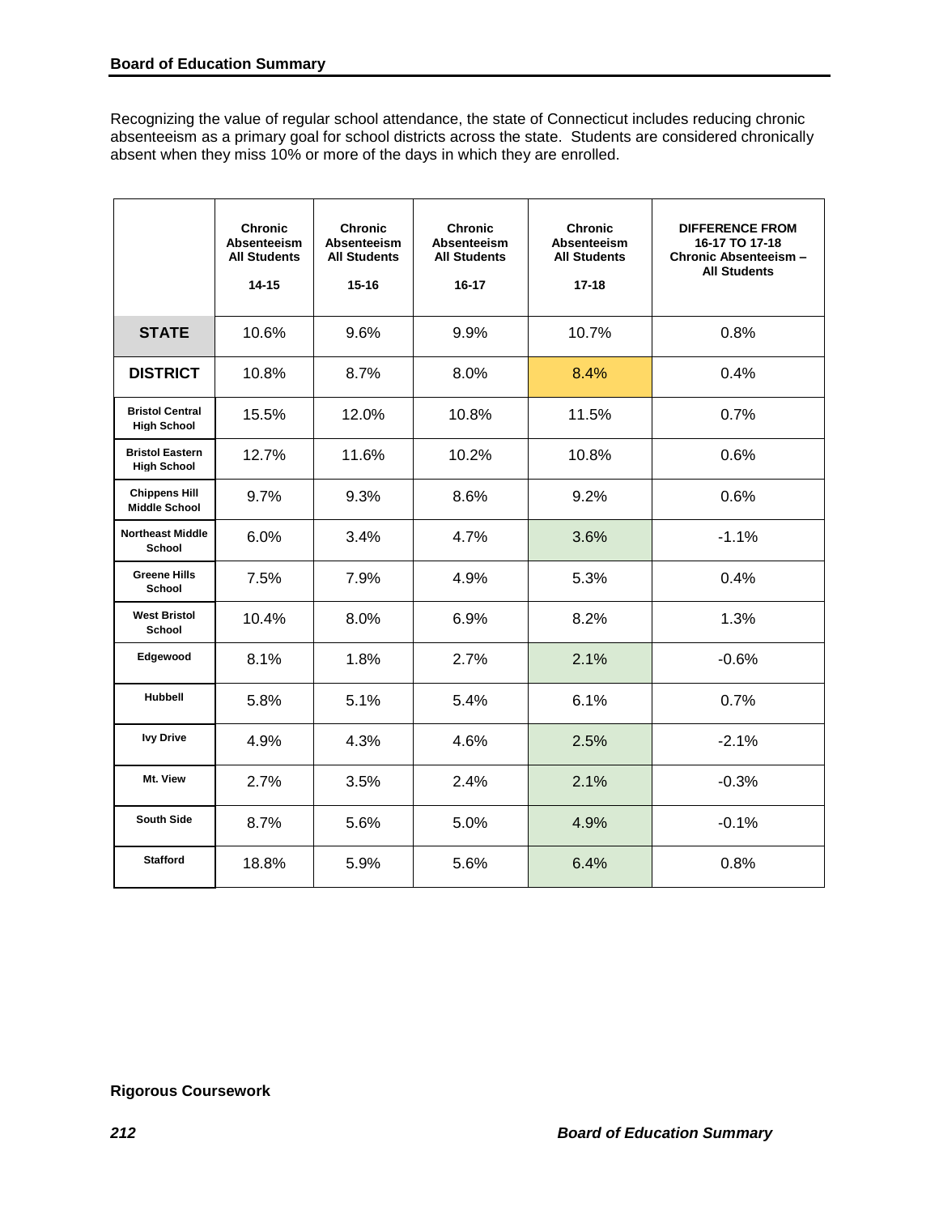## Board of Education Summary

Recognizing the value of regular school attendance, the state of Connecticut includes reducing chronic absenteeism as a primary goal for school districts across the state. Students are considered chronically absent when they miss 10% or more of the days in which they are enrolled.

| | Chronic Absenteeism All Students 14-15 | Chronic Absenteeism All Students 15-16 | Chronic Absenteeism All Students 16-17 | Chronic Absenteeism All Students 17-18 | DIFFERENCE FROM 16-17 TO 17-18 Chronic Absenteeism – All Students |
|---|---|---|---|---|---|
| **STATE** | 10.6% | 9.6% | 9.9% | 10.7% | 0.8% |
| **DISTRICT** | 10.8% | 8.7% | 8.0% | 8.4% | 0.4% |
| **Bristol Central High School** | 15.5% | 12.0% | 10.8% | 11.5% | 0.7% |
| **Bristol Eastern High School** | 12.7% | 11.6% | 10.2% | 10.8% | 0.6% |
| **Chippens Hill Middle School** | 9.7% | 9.3% | 8.6% | 9.2% | 0.6% |
| **Northeast Middle School** | 6.0% | 3.4% | 4.7% | 3.6% | -1.1% |
| **Greene Hills School** | 7.5% | 7.9% | 4.9% | 5.3% | 0.4% |
| **West Bristol School** | 10.4% | 8.0% | 6.9% | 8.2% | 1.3% |
| **Edgewood** | 8.1% | 1.8% | 2.7% | 2.1% | -0.6% |
| **Hubbell** | 5.8% | 5.1% | 5.4% | 6.1% | 0.7% |
| **Ivy Drive** | 4.9% | 4.3% | 4.6% | 2.5% | -2.1% |
| **Mt. View** | 2.7% | 3.5% | 2.4% | 2.1% | -0.3% |
| **South Side** | 8.7% | 5.6% | 5.0% | 4.9% | -0.1% |
| **Stafford** | 18.8% | 5.9% | 5.6% | 6.4% | 0.8% |

**Rigorous Coursework**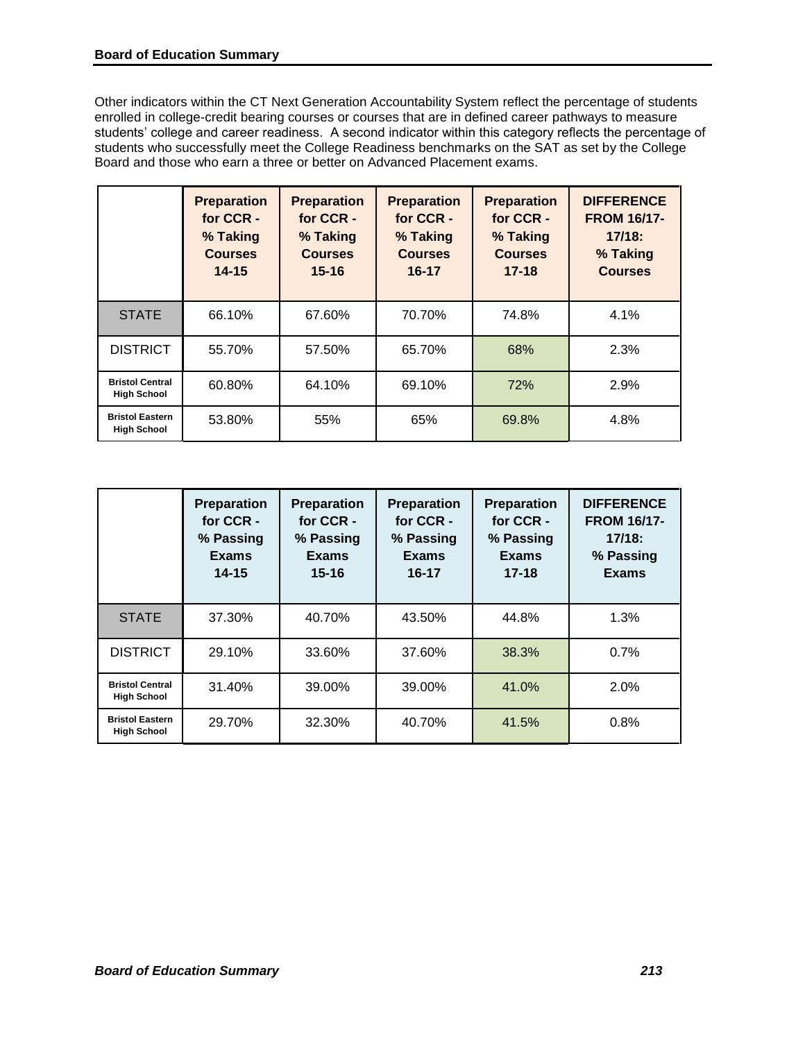## Board of Education Summary

Other indicators within the CT Next Generation Accountability System reflect the percentage of students enrolled in college-credit bearing courses or courses that are in defined career pathways to measure students' college and career readiness. A second indicator within this category reflects the percentage of students who successfully meet the College Readiness benchmarks on the SAT as set by the College Board and those who earn a three or better on Advanced Placement exams.

| | Preparation for CCR - % Taking Courses 14-15 | Preparation for CCR - % Taking Courses 15-16 | Preparation for CCR - % Taking Courses 16-17 | Preparation for CCR - % Taking Courses 17-18 | DIFFERENCE FROM 16/17-17/18: % Taking Courses |
|---|---|---|---|---|---|
| STATE | 66.10% | 67.60% | 70.70% | 74.8% | 4.1% |
| DISTRICT | 55.70% | 57.50% | 65.70% | 68% | 2.3% |
| Bristol Central High School | 60.80% | 64.10% | 69.10% | 72% | 2.9% |
| Bristol Eastern High School | 53.80% | 55% | 65% | 69.8% | 4.8% |

| | Preparation for CCR - % Passing Exams 14-15 | Preparation for CCR - % Passing Exams 15-16 | Preparation for CCR - % Passing Exams 16-17 | Preparation for CCR - % Passing Exams 17-18 | DIFFERENCE FROM 16/17-17/18: % Passing Exams |
|---|---|---|---|---|---|
| STATE | 37.30% | 40.70% | 43.50% | 44.8% | 1.3% |
| DISTRICT | 29.10% | 33.60% | 37.60% | 38.3% | 0.7% |
| Bristol Central High School | 31.40% | 39.00% | 39.00% | 41.0% | 2.0% |
| Bristol Eastern High School | 29.70% | 32.30% | 40.70% | 41.5% | 0.8% |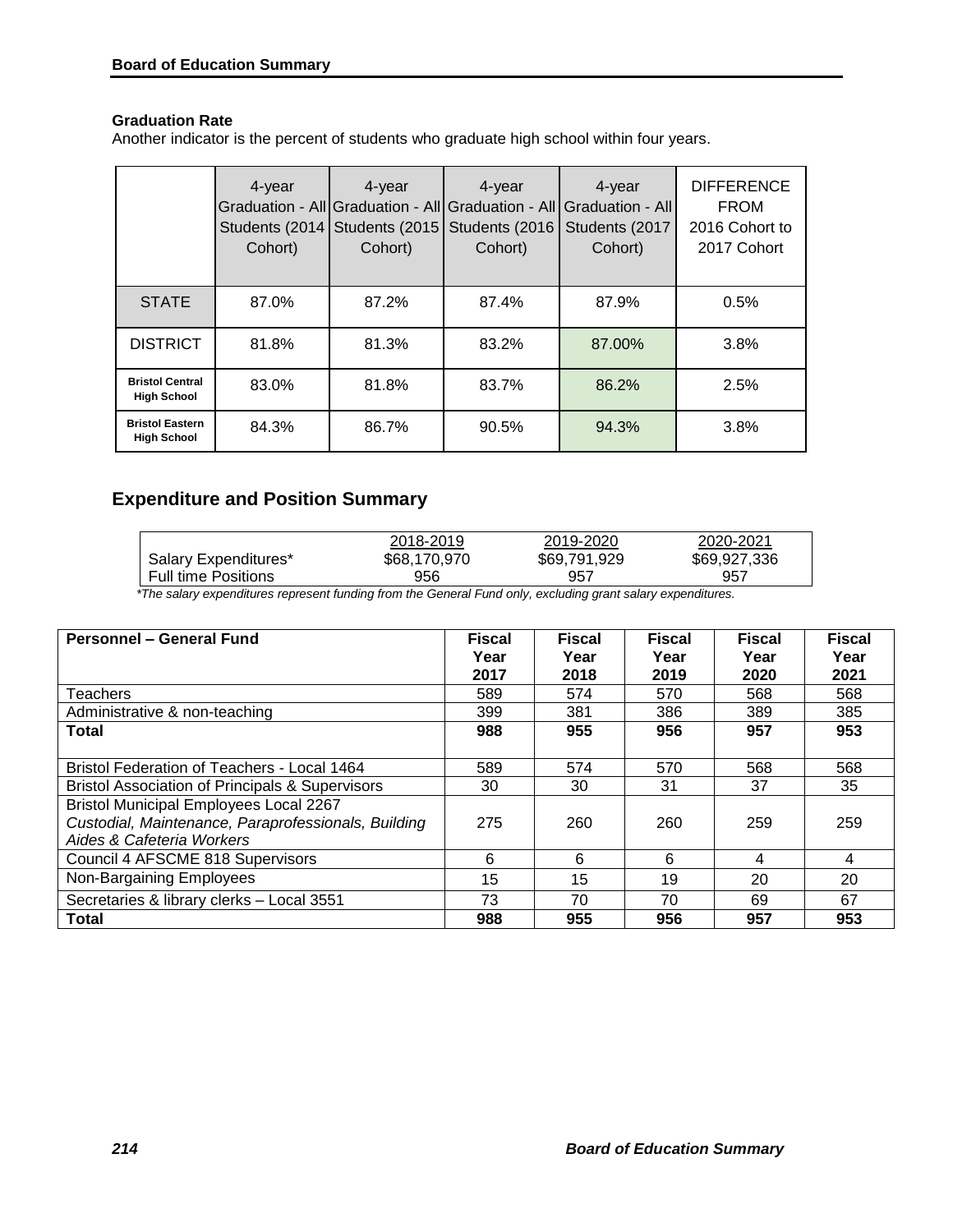### Graduation Rate

Another indicator is the percent of students who graduate high school within four years.

| | 4-year Graduation - All Students (2014 Cohort) | 4-year Graduation - All Students (2015 Cohort) | 4-year Graduation - All Students (2016 Cohort) | 4-year Graduation - All Students (2017 Cohort) | DIFFERENCE FROM 2016 Cohort to 2017 Cohort |
|---|---|---|---|---|---|
| STATE | 87.0% | 87.2% | 87.4% | 87.9% | 0.5% |
| DISTRICT | 81.8% | 81.3% | 83.2% | 87.00% | 3.8% |
| **Bristol Central High School** | 83.0% | 81.8% | 83.7% | 86.2% | 2.5% |
| **Bristol Eastern High School** | 84.3% | 86.7% | 90.5% | 94.3% | 3.8% |

## Expenditure and Position Summary

| | 2018-2019 | 2019-2020 | 2020-2021 |
|---|---|---|---|
| Salary Expenditures* | $68,170,970 | $69,791,929 | $69,927,336 |
| Full time Positions | 956 | 957 | 957 |

*\*The salary expenditures represent funding from the General Fund only, excluding grant salary expenditures.*

| **Personnel – General Fund** | **Fiscal Year 2017** | **Fiscal Year 2018** | **Fiscal Year 2019** | **Fiscal Year 2020** | **Fiscal Year 2021** |
|---|---|---|---|---|---|
| Teachers | 589 | 574 | 570 | 568 | 568 |
| Administrative & non-teaching | 399 | 381 | 386 | 389 | 385 |
| **Total** | **988** | **955** | **956** | **957** | **953** |
| Bristol Federation of Teachers - Local 1464 | 589 | 574 | 570 | 568 | 568 |
| Bristol Association of Principals & Supervisors | 30 | 30 | 31 | 37 | 35 |
| Bristol Municipal Employees Local 2267 *Custodial, Maintenance, Paraprofessionals, Building Aides & Cafeteria Workers* | 275 | 260 | 260 | 259 | 259 |
| Council 4 AFSCME 818 Supervisors | 6 | 6 | 6 | 4 | 4 |
| Non-Bargaining Employees | 15 | 15 | 19 | 20 | 20 |
| Secretaries & library clerks – Local 3551 | 73 | 70 | 70 | 69 | 67 |
| **Total** | **988** | **955** | **956** | **957** | **953** |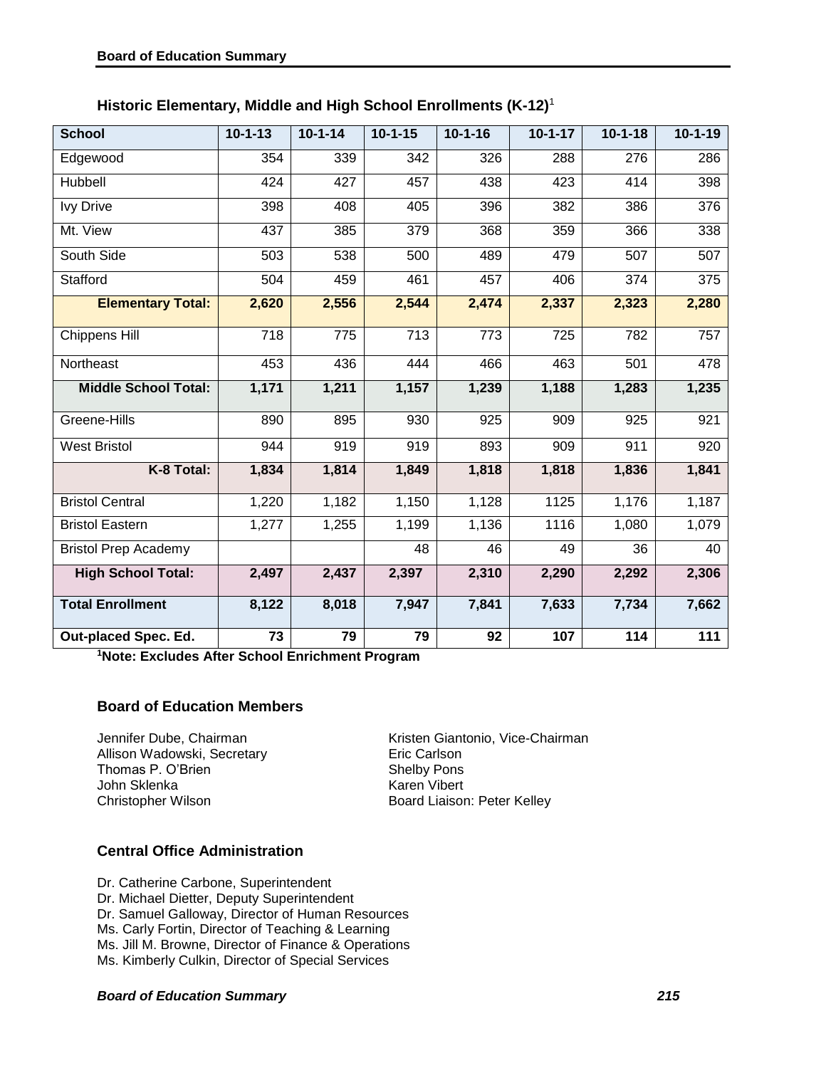### Historic Elementary, Middle and High School Enrollments (K-12)[1]

| School | 10-1-13 | 10-1-14 | 10-1-15 | 10-1-16 | 10-1-17 | 10-1-18 | 10-1-19 |
|---|---|---|---|---|---|---|---|
| Edgewood | 354 | 339 | 342 | 326 | 288 | 276 | 286 |
| Hubbell | 424 | 427 | 457 | 438 | 423 | 414 | 398 |
| Ivy Drive | 398 | 408 | 405 | 396 | 382 | 386 | 376 |
| Mt. View | 437 | 385 | 379 | 368 | 359 | 366 | 338 |
| South Side | 503 | 538 | 500 | 489 | 479 | 507 | 507 |
| Stafford | 504 | 459 | 461 | 457 | 406 | 374 | 375 |
| **Elementary Total:** | **2,620** | **2,556** | **2,544** | **2,474** | **2,337** | **2,323** | **2,280** |
| Chippens Hill | 718 | 775 | 713 | 773 | 725 | 782 | 757 |
| Northeast | 453 | 436 | 444 | 466 | 463 | 501 | 478 |
| **Middle School Total:** | **1,171** | **1,211** | **1,157** | **1,239** | **1,188** | **1,283** | **1,235** |
| Greene-Hills | 890 | 895 | 930 | 925 | 909 | 925 | 921 |
| West Bristol | 944 | 919 | 919 | 893 | 909 | 911 | 920 |
| **K-8 Total:** | **1,834** | **1,814** | **1,849** | **1,818** | **1,818** | **1,836** | **1,841** |
| Bristol Central | 1,220 | 1,182 | 1,150 | 1,128 | 1125 | 1,176 | 1,187 |
| Bristol Eastern | 1,277 | 1,255 | 1,199 | 1,136 | 1116 | 1,080 | 1,079 |
| Bristol Prep Academy | | | 48 | 46 | 49 | 36 | 40 |
| **High School Total:** | **2,497** | **2,437** | **2,397** | **2,310** | **2,290** | **2,292** | **2,306** |
| **Total Enrollment** | **8,122** | **8,018** | **7,947** | **7,841** | **7,633** | **7,734** | **7,662** |
| **Out-placed Spec. Ed.** | **73** | **79** | **79** | **92** | **107** | **114** | **111** |

**[1]Note: Excludes After School Enrichment Program**

### Board of Education Members

Jennifer Dube, Chairman
Kristen Giantonio, Vice-Chairman
Allison Wadowski, Secretary
Eric Carlson
Thomas P. O'Brien
Shelby Pons
John Sklenka
Karen Vibert
Christopher Wilson
Board Liaison: Peter Kelley

### Central Office Administration

Dr. Catherine Carbone, Superintendent
Dr. Michael Dietter, Deputy Superintendent
Dr. Samuel Galloway, Director of Human Resources
Ms. Carly Fortin, Director of Teaching & Learning
Ms. Jill M. Browne, Director of Finance & Operations
Ms. Kimberly Culkin, Director of Special Services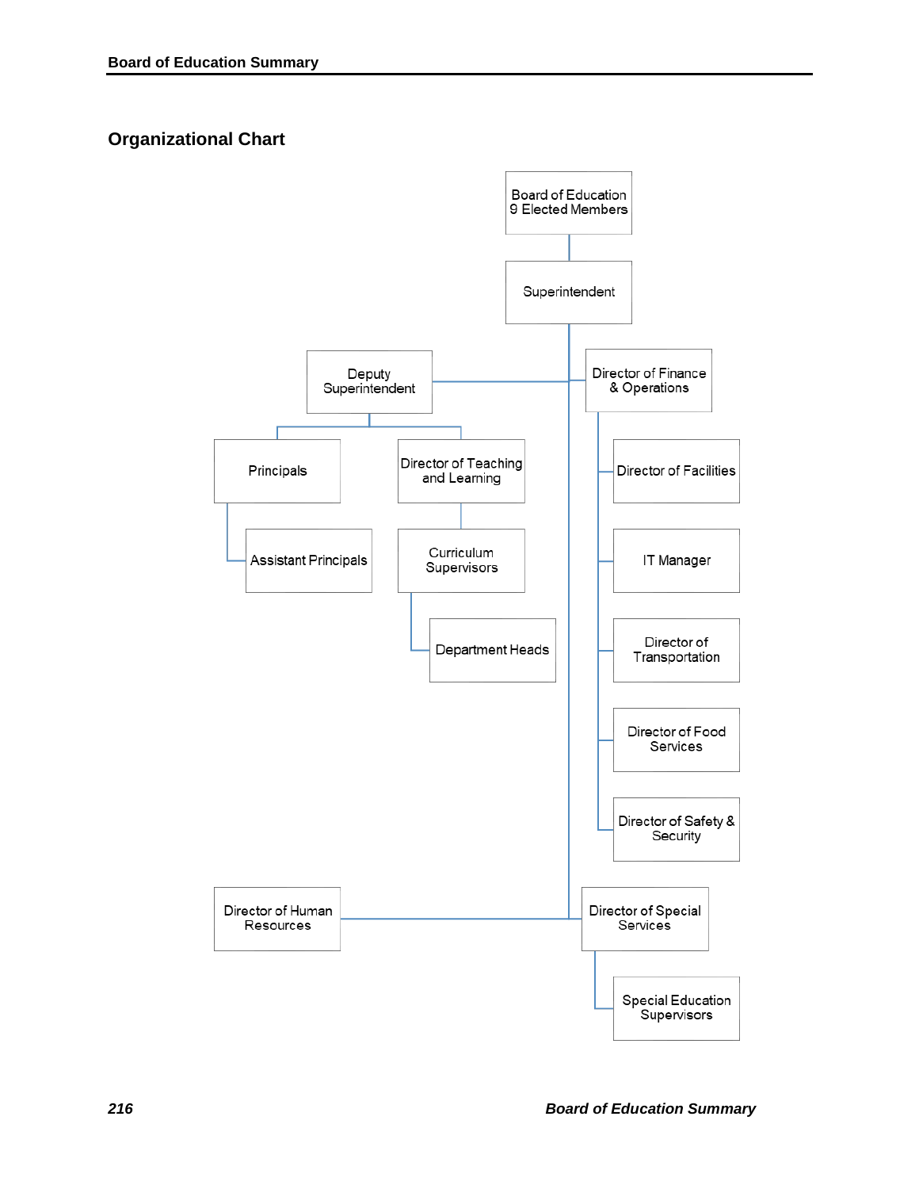## Organizational Chart

- Board of Education 9 Elected Members
  - Superintendent
    - Deputy Superintendent
      - Principals
        - Assistant Principals
      - Director of Teaching and Learning
        - Curriculum Supervisors
          - Department Heads
    - Director of Finance & Operations
      - Director of Facilities
      - IT Manager
      - Director of Transportation
      - Director of Food Services
      - Director of Safety & Security
    - Director of Human Resources
    - Director of Special Services
      - Special Education Supervisors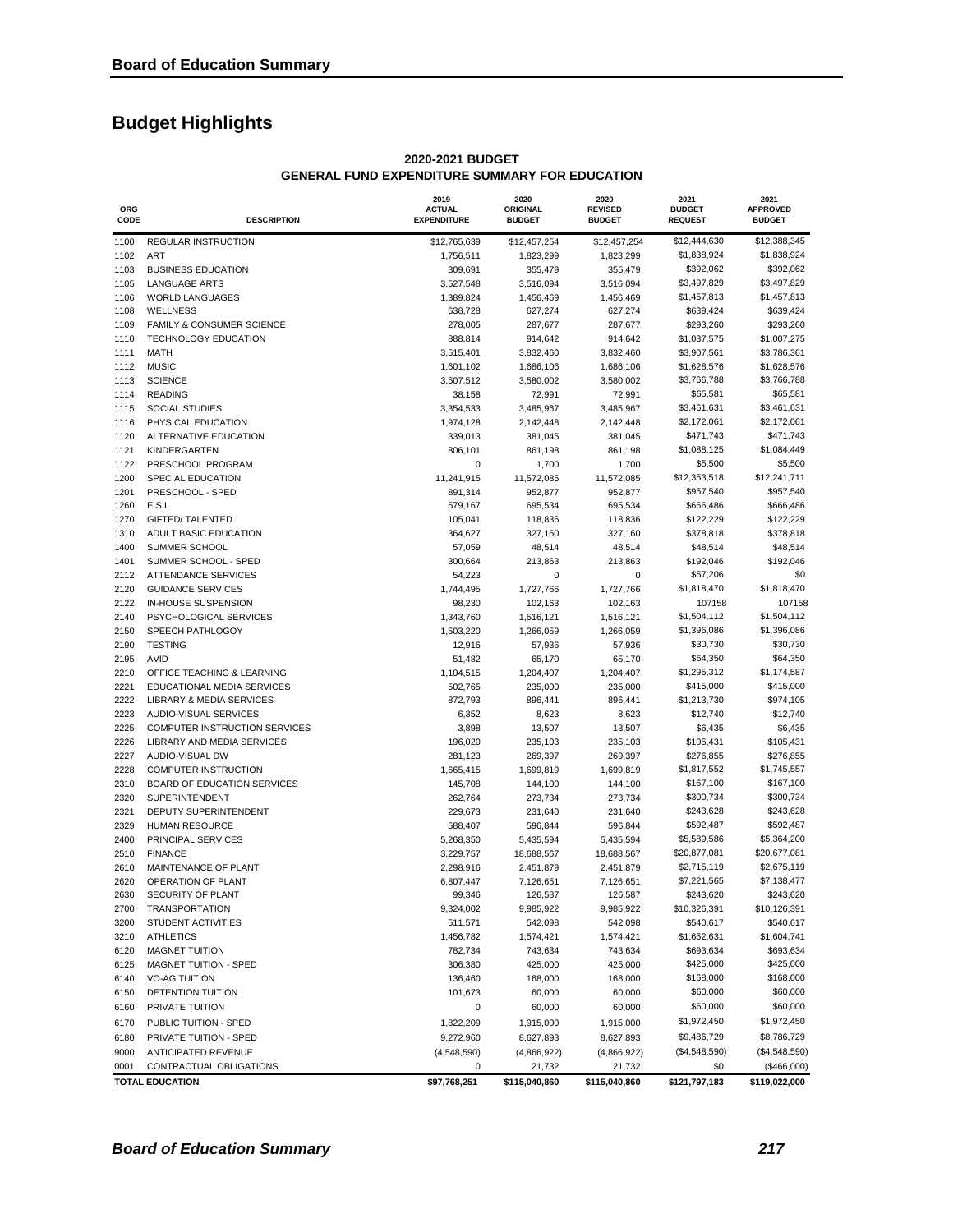# Budget Highlights

**2020-2021 BUDGET**
**GENERAL FUND EXPENDITURE SUMMARY FOR EDUCATION**

| ORG CODE | DESCRIPTION | 2019 ACTUAL EXPENDITURE | 2020 ORIGINAL BUDGET | 2020 REVISED BUDGET | 2021 BUDGET REQUEST | 2021 APPROVED BUDGET |
|---|---|---|---|---|---|---|
| 1100 | REGULAR INSTRUCTION | $12,765,639 | $12,457,254 | $12,457,254 | $12,444,630 | $12,388,345 |
| 1102 | ART | 1,756,511 | 1,823,299 | 1,823,299 | $1,838,924 | $1,838,924 |
| 1103 | BUSINESS EDUCATION | 309,691 | 355,479 | 355,479 | $392,062 | $392,062 |
| 1105 | LANGUAGE ARTS | 3,527,548 | 3,516,094 | 3,516,094 | $3,497,829 | $3,497,829 |
| 1106 | WORLD LANGUAGES | 1,389,824 | 1,456,469 | 1,456,469 | $1,457,813 | $1,457,813 |
| 1108 | WELLNESS | 638,728 | 627,274 | 627,274 | $639,424 | $639,424 |
| 1109 | FAMILY & CONSUMER SCIENCE | 278,005 | 287,677 | 287,677 | $293,260 | $293,260 |
| 1110 | TECHNOLOGY EDUCATION | 888,814 | 914,642 | 914,642 | $1,037,575 | $1,007,275 |
| 1111 | MATH | 3,515,401 | 3,832,460 | 3,832,460 | $3,907,561 | $3,786,361 |
| 1112 | MUSIC | 1,601,102 | 1,686,106 | 1,686,106 | $1,628,576 | $1,628,576 |
| 1113 | SCIENCE | 3,507,512 | 3,580,002 | 3,580,002 | $3,766,788 | $3,766,788 |
| 1114 | READING | 38,158 | 72,991 | 72,991 | $65,581 | $65,581 |
| 1115 | SOCIAL STUDIES | 3,354,533 | 3,485,967 | 3,485,967 | $3,461,631 | $3,461,631 |
| 1116 | PHYSICAL EDUCATION | 1,974,128 | 2,142,448 | 2,142,448 | $2,172,061 | $2,172,061 |
| 1120 | ALTERNATIVE EDUCATION | 339,013 | 381,045 | 381,045 | $471,743 | $471,743 |
| 1121 | KINDERGARTEN | 806,101 | 861,198 | 861,198 | $1,088,125 | $1,084,449 |
| 1122 | PRESCHOOL PROGRAM | 0 | 1,700 | 1,700 | $5,500 | $5,500 |
| 1200 | SPECIAL EDUCATION | 11,241,915 | 11,572,085 | 11,572,085 | $12,353,518 | $12,241,711 |
| 1201 | PRESCHOOL - SPED | 891,314 | 952,877 | 952,877 | $957,540 | $957,540 |
| 1260 | E.S.L | 579,167 | 695,534 | 695,534 | $666,486 | $666,486 |
| 1270 | GIFTED/ TALENTED | 105,041 | 118,836 | 118,836 | $122,229 | $122,229 |
| 1310 | ADULT BASIC EDUCATION | 364,627 | 327,160 | 327,160 | $378,818 | $378,818 |
| 1400 | SUMMER SCHOOL | 57,059 | 48,514 | 48,514 | $48,514 | $48,514 |
| 1401 | SUMMER SCHOOL - SPED | 300,664 | 213,863 | 213,863 | $192,046 | $192,046 |
| 2112 | ATTENDANCE SERVICES | 54,223 | 0 | 0 | $57,206 | $0 |
| 2120 | GUIDANCE SERVICES | 1,744,495 | 1,727,766 | 1,727,766 | $1,818,470 | $1,818,470 |
| 2122 | IN-HOUSE SUSPENSION | 98,230 | 102,163 | 102,163 | 107158 | 107158 |
| 2140 | PSYCHOLOGICAL SERVICES | 1,343,760 | 1,516,121 | 1,516,121 | $1,504,112 | $1,504,112 |
| 2150 | SPEECH PATHLOGOY | 1,503,220 | 1,266,059 | 1,266,059 | $1,396,086 | $1,396,086 |
| 2190 | TESTING | 12,916 | 57,936 | 57,936 | $30,730 | $30,730 |
| 2195 | AVID | 51,482 | 65,170 | 65,170 | $64,350 | $64,350 |
| 2210 | OFFICE TEACHING & LEARNING | 1,104,515 | 1,204,407 | 1,204,407 | $1,295,312 | $1,174,587 |
| 2221 | EDUCATIONAL MEDIA SERVICES | 502,765 | 235,000 | 235,000 | $415,000 | $415,000 |
| 2222 | LIBRARY & MEDIA SERVICES | 872,793 | 896,441 | 896,441 | $1,213,730 | $974,105 |
| 2223 | AUDIO-VISUAL SERVICES | 6,352 | 8,623 | 8,623 | $12,740 | $12,740 |
| 2225 | COMPUTER INSTRUCTION SERVICES | 3,898 | 13,507 | 13,507 | $6,435 | $6,435 |
| 2226 | LIBRARY AND MEDIA SERVICES | 196,020 | 235,103 | 235,103 | $105,431 | $105,431 |
| 2227 | AUDIO-VISUAL DW | 281,123 | 269,397 | 269,397 | $276,855 | $276,855 |
| 2228 | COMPUTER INSTRUCTION | 1,665,415 | 1,699,819 | 1,699,819 | $1,817,552 | $1,745,557 |
| 2310 | BOARD OF EDUCATION SERVICES | 145,708 | 144,100 | 144,100 | $167,100 | $167,100 |
| 2320 | SUPERINTENDENT | 262,764 | 273,734 | 273,734 | $300,734 | $300,734 |
| 2321 | DEPUTY SUPERINTENDENT | 229,673 | 231,640 | 231,640 | $243,628 | $243,628 |
| 2329 | HUMAN RESOURCE | 588,407 | 596,844 | 596,844 | $592,487 | $592,487 |
| 2400 | PRINCIPAL SERVICES | 5,268,350 | 5,435,594 | 5,435,594 | $5,589,586 | $5,364,200 |
| 2510 | FINANCE | 3,229,757 | 18,688,567 | 18,688,567 | $20,877,081 | $20,677,081 |
| 2610 | MAINTENANCE OF PLANT | 2,298,916 | 2,451,879 | 2,451,879 | $2,715,119 | $2,675,119 |
| 2620 | OPERATION OF PLANT | 6,807,447 | 7,126,651 | 7,126,651 | $7,221,565 | $7,138,477 |
| 2630 | SECURITY OF PLANT | 99,346 | 126,587 | 126,587 | $243,620 | $243,620 |
| 2700 | TRANSPORTATION | 9,324,002 | 9,985,922 | 9,985,922 | $10,326,391 | $10,126,391 |
| 3200 | STUDENT ACTIVITIES | 511,571 | 542,098 | 542,098 | $540,617 | $540,617 |
| 3210 | ATHLETICS | 1,456,782 | 1,574,421 | 1,574,421 | $1,652,631 | $1,604,741 |
| 6120 | MAGNET TUITION | 782,734 | 743,634 | 743,634 | $693,634 | $693,634 |
| 6125 | MAGNET TUITION - SPED | 306,380 | 425,000 | 425,000 | $425,000 | $425,000 |
| 6140 | VO-AG TUITION | 136,460 | 168,000 | 168,000 | $168,000 | $168,000 |
| 6150 | DETENTION TUITION | 101,673 | 60,000 | 60,000 | $60,000 | $60,000 |
| 6160 | PRIVATE TUITION | 0 | 60,000 | 60,000 | $60,000 | $60,000 |
| 6170 | PUBLIC TUITION - SPED | 1,822,209 | 1,915,000 | 1,915,000 | $1,972,450 | $1,972,450 |
| 6180 | PRIVATE TUITION - SPED | 9,272,960 | 8,627,893 | 8,627,893 | $9,486,729 | $8,786,729 |
| 9000 | ANTICIPATED REVENUE | (4,548,590) | (4,866,922) | (4,866,922) | ($4,548,590) | ($4,548,590) |
| 0001 | CONTRACTUAL OBLIGATIONS | 0 | 21,732 | 21,732 | $0 | ($466,000) |
| **TOTAL EDUCATION** | | **$97,768,251** | **$115,040,860** | **$115,040,860** | **$121,797,183** | **$119,022,000** |